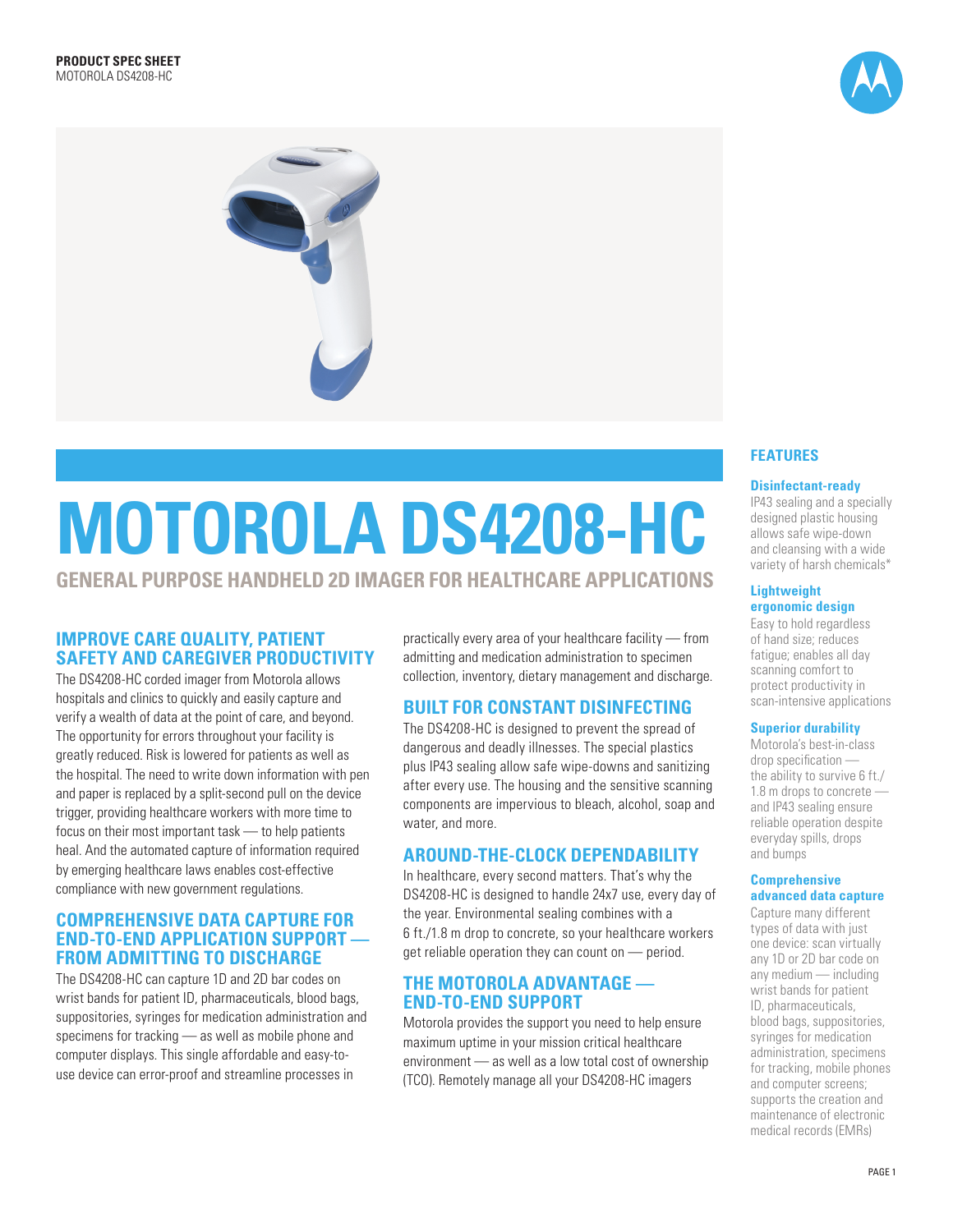**PRODUCT SPEC SHEET**
MOTOROLA DS4208-HC

# MOTOROLA DS4208-HC

## GENERAL PURPOSE HANDHELD 2D IMAGER FOR HEALTHCARE APPLICATIONS

### IMPROVE CARE QUALITY, PATIENT SAFETY AND CAREGIVER PRODUCTIVITY

The DS4208-HC corded imager from Motorola allows hospitals and clinics to quickly and easily capture and verify a wealth of data at the point of care, and beyond. The opportunity for errors throughout your facility is greatly reduced. Risk is lowered for patients as well as the hospital. The need to write down information with pen and paper is replaced by a split-second pull on the device trigger, providing healthcare workers with more time to focus on their most important task — to help patients heal. And the automated capture of information required by emerging healthcare laws enables cost-effective compliance with new government regulations.

### COMPREHENSIVE DATA CAPTURE FOR END-TO-END APPLICATION SUPPORT — FROM ADMITTING TO DISCHARGE

The DS4208-HC can capture 1D and 2D bar codes on wrist bands for patient ID, pharmaceuticals, blood bags, suppositories, syringes for medication administration and specimens for tracking — as well as mobile phone and computer displays. This single affordable and easy-to-use device can error-proof and streamline processes in practically every area of your healthcare facility — from admitting and medication administration to specimen collection, inventory, dietary management and discharge.

### BUILT FOR CONSTANT DISINFECTING

The DS4208-HC is designed to prevent the spread of dangerous and deadly illnesses. The special plastics plus IP43 sealing allow safe wipe-downs and sanitizing after every use. The housing and the sensitive scanning components are impervious to bleach, alcohol, soap and water, and more.

### AROUND-THE-CLOCK DEPENDABILITY

In healthcare, every second matters. That's why the DS4208-HC is designed to handle 24x7 use, every day of the year. Environmental sealing combines with a 6 ft./1.8 m drop to concrete, so your healthcare workers get reliable operation they can count on — period.

### THE MOTOROLA ADVANTAGE — END-TO-END SUPPORT

Motorola provides the support you need to help ensure maximum uptime in your mission critical healthcare environment — as well as a low total cost of ownership (TCO). Remotely manage all your DS4208-HC imagers

### FEATURES

**Disinfectant-ready**
IP43 sealing and a specially designed plastic housing allows safe wipe-down and cleansing with a wide variety of harsh chemicals*

**Lightweight ergonomic design**
Easy to hold regardless of hand size; reduces fatigue; enables all day scanning comfort to protect productivity in scan-intensive applications

**Superior durability**
Motorola's best-in-class drop specification — the ability to survive 6 ft./1.8 m drops to concrete — and IP43 sealing ensure reliable operation despite everyday spills, drops and bumps

**Comprehensive advanced data capture**
Capture many different types of data with just one device: scan virtually any 1D or 2D bar code on any medium — including wrist bands for patient ID, pharmaceuticals, blood bags, suppositories, syringes for medication administration, specimens for tracking, mobile phones and computer screens; supports the creation and maintenance of electronic medical records (EMRs)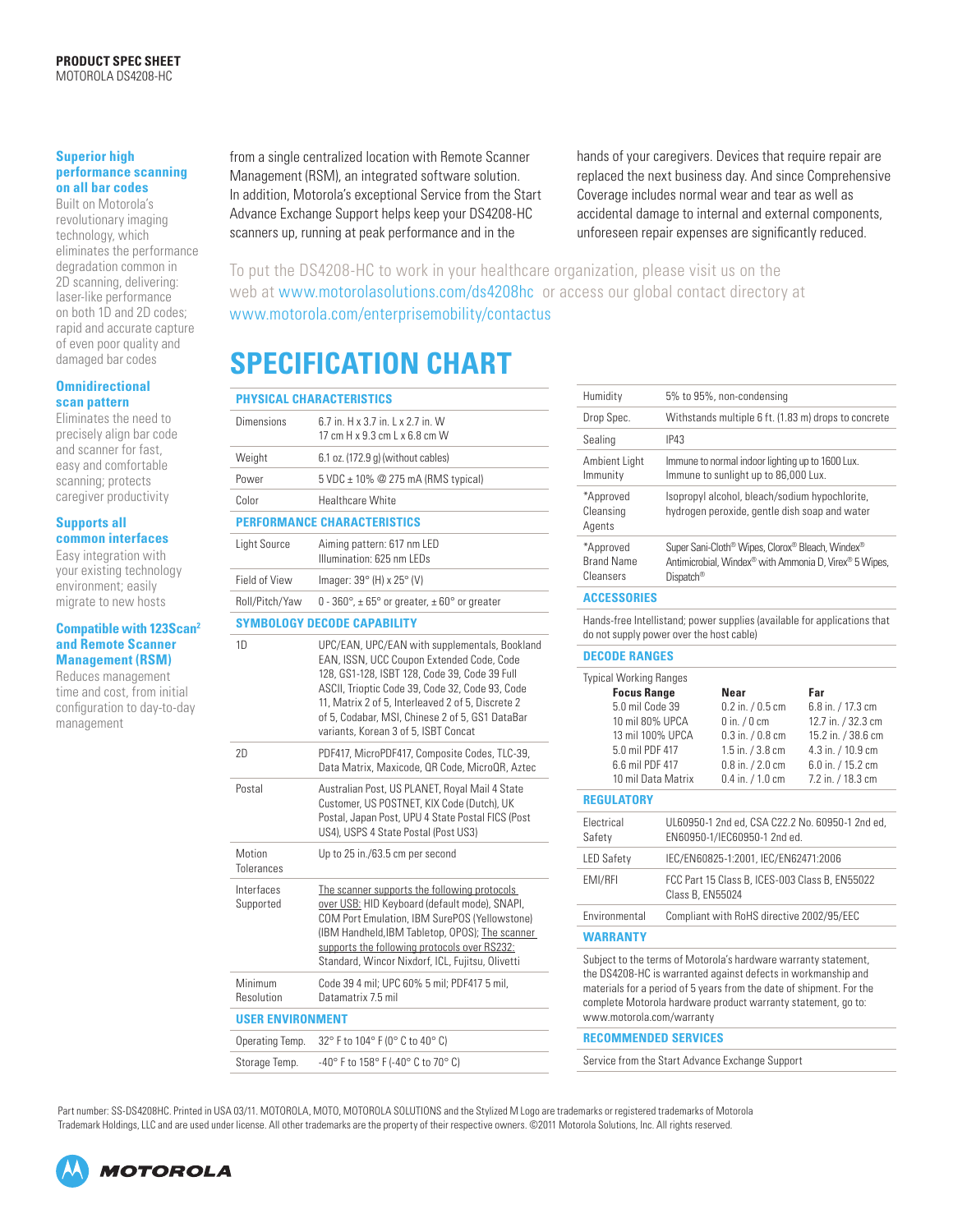**Superior high performance scanning on all bar codes**
Built on Motorola's revolutionary imaging technology, which eliminates the performance degradation common in 2D scanning, delivering: laser-like performance on both 1D and 2D codes; rapid and accurate capture of even poor quality and damaged bar codes

**Omnidirectional scan pattern**
Eliminates the need to precisely align bar code and scanner for fast, easy and comfortable scanning; protects caregiver productivity

**Supports all common interfaces**
Easy integration with your existing technology environment; easily migrate to new hosts

**Compatible with 123Scan[2] and Remote Scanner Management (RSM)**
Reduces management time and cost, from initial configuration to day-to-day management

from a single centralized location with Remote Scanner Management (RSM), an integrated software solution. In addition, Motorola's exceptional Service from the Start Advance Exchange Support helps keep your DS4208-HC scanners up, running at peak performance and in the hands of your caregivers. Devices that require repair are replaced the next business day. And since Comprehensive Coverage includes normal wear and tear as well as accidental damage to internal and external components, unforeseen repair expenses are significantly reduced.

To put the DS4208-HC to work in your healthcare organization, please visit us on the web at www.motorolasolutions.com/ds4208hc or access our global contact directory at www.motorola.com/enterprisemobility/contactus

# SPECIFICATION CHART

## PHYSICAL CHARACTERISTICS

| | |
|---|---|
| Dimensions | 6.7 in. H x 3.7 in. L x 2.7 in. W<br>17 cm H x 9.3 cm L x 6.8 cm W |
| Weight | 6.1 oz. (172.9 g) (without cables) |
| Power | 5 VDC ± 10% @ 275 mA (RMS typical) |
| Color | Healthcare White |

## PERFORMANCE CHARACTERISTICS

| | |
|---|---|
| Light Source | Aiming pattern: 617 nm LED<br>Illumination: 625 nm LEDs |
| Field of View | Imager: 39° (H) x 25° (V) |
| Roll/Pitch/Yaw | 0 - 360°, ± 65° or greater, ± 60° or greater |

## SYMBOLOGY DECODE CAPABILITY

| | |
|---|---|
| 1D | UPC/EAN, UPC/EAN with supplementals, Bookland EAN, ISSN, UCC Coupon Extended Code, Code 128, GS1-128, ISBT 128, Code 39, Code 39 Full ASCII, Trioptic Code 39, Code 32, Code 93, Code 11, Matrix 2 of 5, Interleaved 2 of 5, Discrete 2 of 5, Codabar, MSI, Chinese 2 of 5, GS1 DataBar variants, Korean 3 of 5, ISBT Concat |
| 2D | PDF417, MicroPDF417, Composite Codes, TLC-39, Data Matrix, Maxicode, QR Code, MicroQR, Aztec |
| Postal | Australian Post, US PLANET, Royal Mail 4 State Customer, US POSTNET, KIX Code (Dutch), UK Postal, Japan Post, UPU 4 State Postal FICS (Post US4), USPS 4 State Postal (Post US3) |
| Motion Tolerances | Up to 25 in./63.5 cm per second |
| Interfaces Supported | The scanner supports the following protocols over USB: HID Keyboard (default mode), SNAPI, COM Port Emulation, IBM SurePOS (Yellowstone) (IBM Handheld,IBM Tabletop, OPOS); The scanner supports the following protocols over RS232: Standard, Wincor Nixdorf, ICL, Fujitsu, Olivetti |
| Minimum Resolution | Code 39 4 mil; UPC 60% 5 mil; PDF417 5 mil, Datamatrix 7.5 mil |

## USER ENVIRONMENT

| | |
|---|---|
| Operating Temp. | 32° F to 104° F (0° C to 40° C) |
| Storage Temp. | -40° F to 158° F (-40° C to 70° C) |
| Humidity | 5% to 95%, non-condensing |
| Drop Spec. | Withstands multiple 6 ft. (1.83 m) drops to concrete |
| Sealing | IP43 |
| Ambient Light Immunity | Immune to normal indoor lighting up to 1600 Lux.<br>Immune to sunlight up to 86,000 Lux. |
| *Approved Cleansing Agents | Isopropyl alcohol, bleach/sodium hypochlorite, hydrogen peroxide, gentle dish soap and water |
| *Approved Brand Name Cleansers | Super Sani-Cloth® Wipes, Clorox® Bleach, Windex® Antimicrobial, Windex® with Ammonia D, Virex® 5 Wipes, Dispatch® |

## ACCESSORIES

Hands-free Intellistand; power supplies (available for applications that do not supply power over the host cable)

## DECODE RANGES

Typical Working Ranges

| Focus Range | Near | Far |
|---|---|---|
| 5.0 mil Code 39 | 0.2 in. / 0.5 cm | 6.8 in. / 17.3 cm |
| 10 mil 80% UPCA | 0 in. / 0 cm | 12.7 in. / 32.3 cm |
| 13 mil 100% UPCA | 0.3 in. / 0.8 cm | 15.2 in. / 38.6 cm |
| 5.0 mil PDF 417 | 1.5 in. / 3.8 cm | 4.3 in. / 10.9 cm |
| 6.6 mil PDF 417 | 0.8 in. / 2.0 cm | 6.0 in. / 15.2 cm |
| 10 mil Data Matrix | 0.4 in. / 1.0 cm | 7.2 in. / 18.3 cm |

## REGULATORY

| | |
|---|---|
| Electrical Safety | UL60950-1 2nd ed, CSA C22.2 No. 60950-1 2nd ed, EN60950-1/IEC60950-1 2nd ed. |
| LED Safety | IEC/EN60825-1:2001, IEC/EN62471:2006 |
| EMI/RFI | FCC Part 15 Class B, ICES-003 Class B, EN55022 Class B, EN55024 |
| Environmental | Compliant with RoHS directive 2002/95/EEC |

## WARRANTY

Subject to the terms of Motorola's hardware warranty statement, the DS4208-HC is warranted against defects in workmanship and materials for a period of 5 years from the date of shipment. For the complete Motorola hardware product warranty statement, go to: www.motorola.com/warranty

## RECOMMENDED SERVICES

Service from the Start Advance Exchange Support

Part number: SS-DS4208HC. Printed in USA 03/11. MOTOROLA, MOTO, MOTOROLA SOLUTIONS and the Stylized M Logo are trademarks or registered trademarks of Motorola Trademark Holdings, LLC and are used under license. All other trademarks are the property of their respective owners. ©2011 Motorola Solutions, Inc. All rights reserved.

MOTOROLA